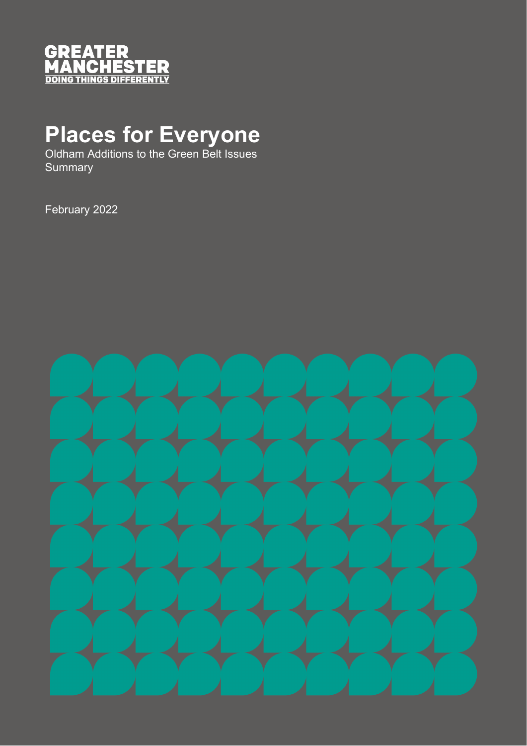GREATER MANCHESTER
DOING THINGS DIFFERENTLY

# Places for Everyone

Oldham Additions to the Green Belt Issues Summary

February 2022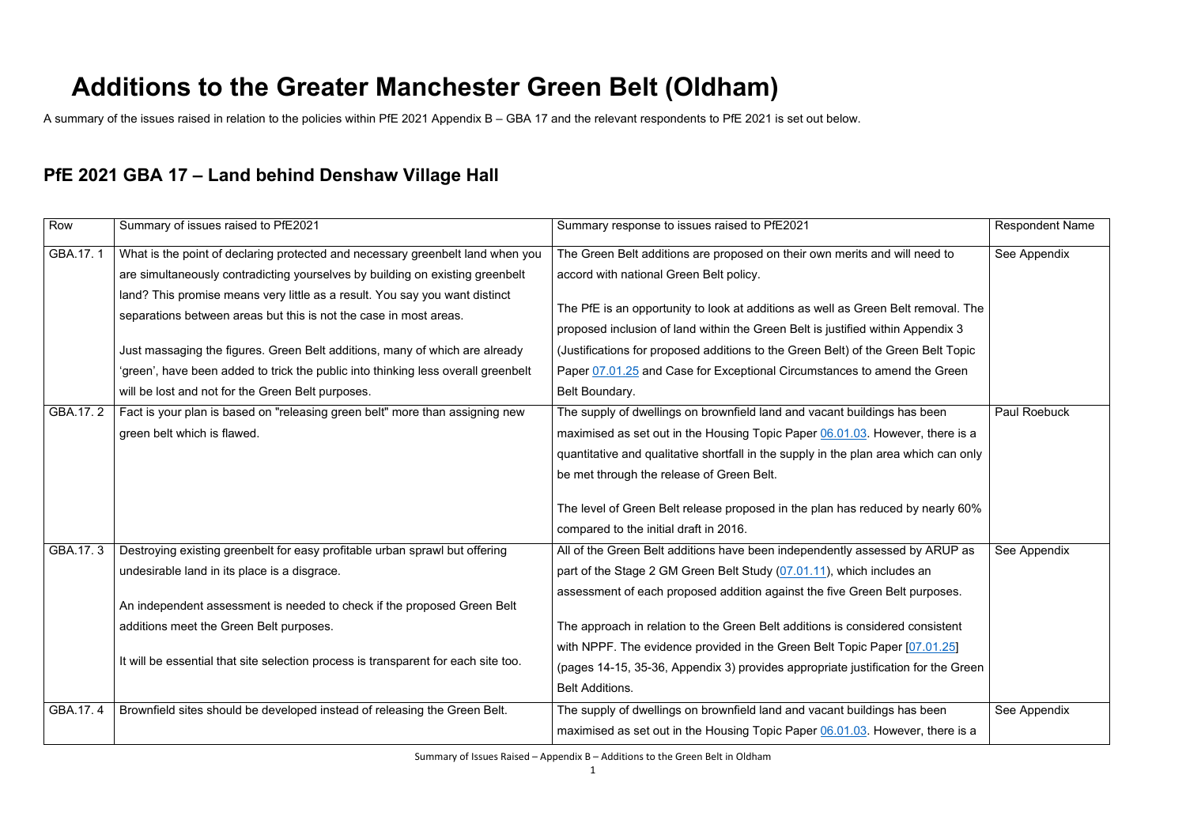# Additions to the Greater Manchester Green Belt (Oldham)

A summary of the issues raised in relation to the policies within PfE 2021 Appendix B – GBA 17 and the relevant respondents to PfE 2021 is set out below.

## PfE 2021 GBA 17 – Land behind Denshaw Village Hall

| Row | Summary of issues raised to PfE2021 | Summary response to issues raised to PfE2021 | Respondent Name |
|---|---|---|---|
| GBA.17. 1 | What is the point of declaring protected and necessary greenbelt land when you are simultaneously contradicting yourselves by building on existing greenbelt land? This promise means very little as a result. You say you want distinct separations between areas but this is not the case in most areas.<br><br>Just massaging the figures. Green Belt additions, many of which are already 'green', have been added to trick the public into thinking less overall greenbelt will be lost and not for the Green Belt purposes. | The Green Belt additions are proposed on their own merits and will need to accord with national Green Belt policy.<br><br>The PfE is an opportunity to look at additions as well as Green Belt removal. The proposed inclusion of land within the Green Belt is justified within Appendix 3 (Justifications for proposed additions to the Green Belt) of the Green Belt Topic Paper 07.01.25 and Case for Exceptional Circumstances to amend the Green Belt Boundary. | See Appendix |
| GBA.17. 2 | Fact is your plan is based on "releasing green belt" more than assigning new green belt which is flawed. | The supply of dwellings on brownfield land and vacant buildings has been maximised as set out in the Housing Topic Paper 06.01.03. However, there is a quantitative and qualitative shortfall in the supply in the plan area which can only be met through the release of Green Belt.<br><br>The level of Green Belt release proposed in the plan has reduced by nearly 60% compared to the initial draft in 2016. | Paul Roebuck |
| GBA.17. 3 | Destroying existing greenbelt for easy profitable urban sprawl but offering undesirable land in its place is a disgrace.<br><br>An independent assessment is needed to check if the proposed Green Belt additions meet the Green Belt purposes.<br><br>It will be essential that site selection process is transparent for each site too. | All of the Green Belt additions have been independently assessed by ARUP as part of the Stage 2 GM Green Belt Study (07.01.11), which includes an assessment of each proposed addition against the five Green Belt purposes.<br><br>The approach in relation to the Green Belt additions is considered consistent with NPPF. The evidence provided in the Green Belt Topic Paper [07.01.25] (pages 14-15, 35-36, Appendix 3) provides appropriate justification for the Green Belt Additions. | See Appendix |
| GBA.17. 4 | Brownfield sites should be developed instead of releasing the Green Belt. | The supply of dwellings on brownfield land and vacant buildings has been maximised as set out in the Housing Topic Paper 06.01.03. However, there is a | See Appendix |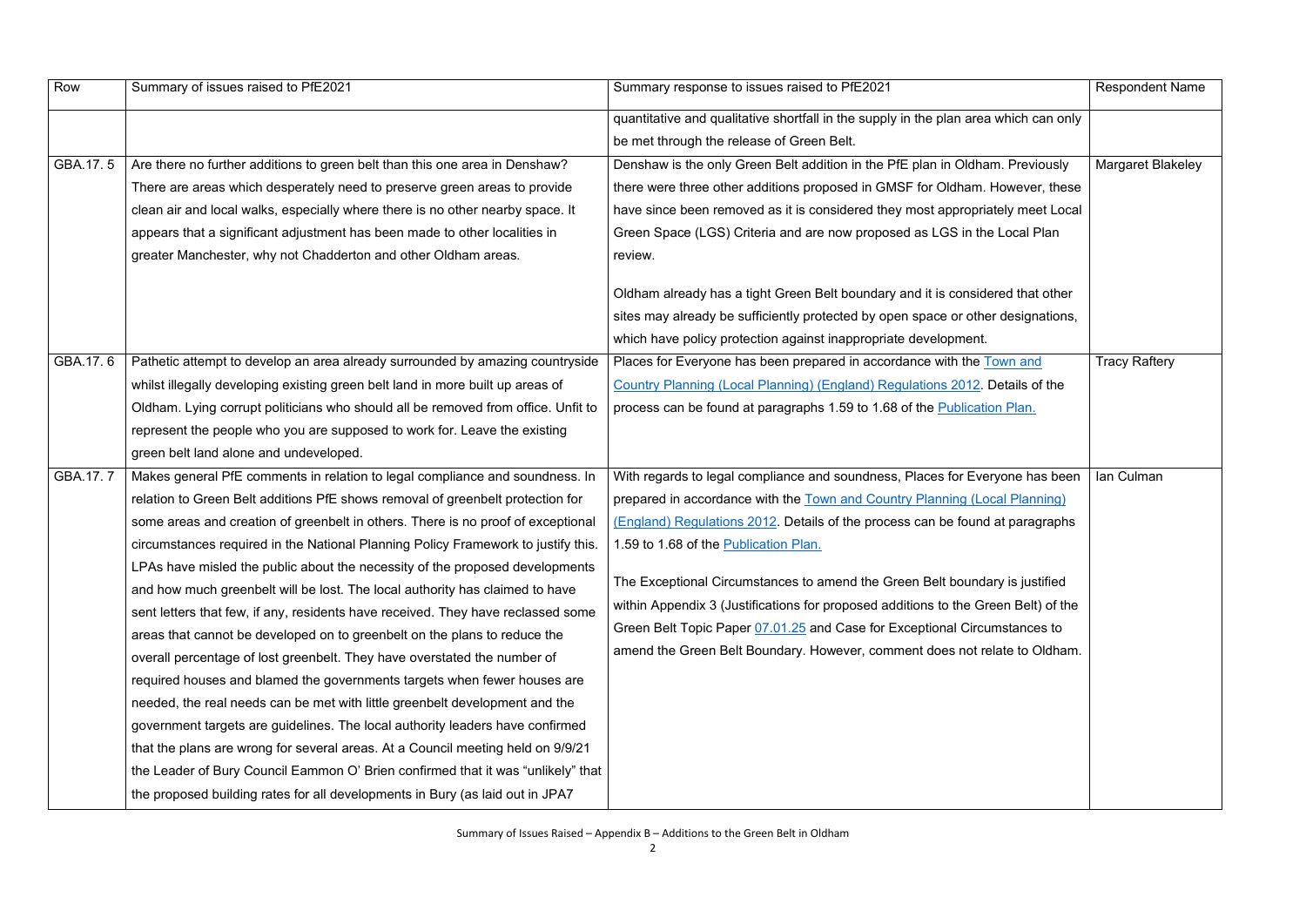| Row | Summary of issues raised to PfE2021 | Summary response to issues raised to PfE2021 | Respondent Name |
|---|---|---|---|
| | | quantitative and qualitative shortfall in the supply in the plan area which can only be met through the release of Green Belt. | |
| GBA.17. 5 | Are there no further additions to green belt than this one area in Denshaw? There are areas which desperately need to preserve green areas to provide clean air and local walks, especially where there is no other nearby space. It appears that a significant adjustment has been made to other localities in greater Manchester, why not Chadderton and other Oldham areas. | Denshaw is the only Green Belt addition in the PfE plan in Oldham. Previously there were three other additions proposed in GMSF for Oldham. However, these have since been removed as it is considered they most appropriately meet Local Green Space (LGS) Criteria and are now proposed as LGS in the Local Plan review.<br><br>Oldham already has a tight Green Belt boundary and it is considered that other sites may already be sufficiently protected by open space or other designations, which have policy protection against inappropriate development. | Margaret Blakeley |
| GBA.17. 6 | Pathetic attempt to develop an area already surrounded by amazing countryside whilst illegally developing existing green belt land in more built up areas of Oldham. Lying corrupt politicians who should all be removed from office. Unfit to represent the people who you are supposed to work for. Leave the existing green belt land alone and undeveloped. | Places for Everyone has been prepared in accordance with the Town and Country Planning (Local Planning) (England) Regulations 2012. Details of the process can be found at paragraphs 1.59 to 1.68 of the Publication Plan. | Tracy Raftery |
| GBA.17. 7 | Makes general PfE comments in relation to legal compliance and soundness. In relation to Green Belt additions PfE shows removal of greenbelt protection for some areas and creation of greenbelt in others. There is no proof of exceptional circumstances required in the National Planning Policy Framework to justify this. LPAs have misled the public about the necessity of the proposed developments and how much greenbelt will be lost. The local authority has claimed to have sent letters that few, if any, residents have received. They have reclassed some areas that cannot be developed on to greenbelt on the plans to reduce the overall percentage of lost greenbelt. They have overstated the number of required houses and blamed the governments targets when fewer houses are needed, the real needs can be met with little greenbelt development and the government targets are guidelines. The local authority leaders have confirmed that the plans are wrong for several areas. At a Council meeting held on 9/9/21 the Leader of Bury Council Eammon O' Brien confirmed that it was "unlikely" that the proposed building rates for all developments in Bury (as laid out in JPA7 | With regards to legal compliance and soundness, Places for Everyone has been prepared in accordance with the Town and Country Planning (Local Planning) (England) Regulations 2012. Details of the process can be found at paragraphs 1.59 to 1.68 of the Publication Plan.<br><br>The Exceptional Circumstances to amend the Green Belt boundary is justified within Appendix 3 (Justifications for proposed additions to the Green Belt) of the Green Belt Topic Paper 07.01.25 and Case for Exceptional Circumstances to amend the Green Belt Boundary. However, comment does not relate to Oldham. | Ian Culman |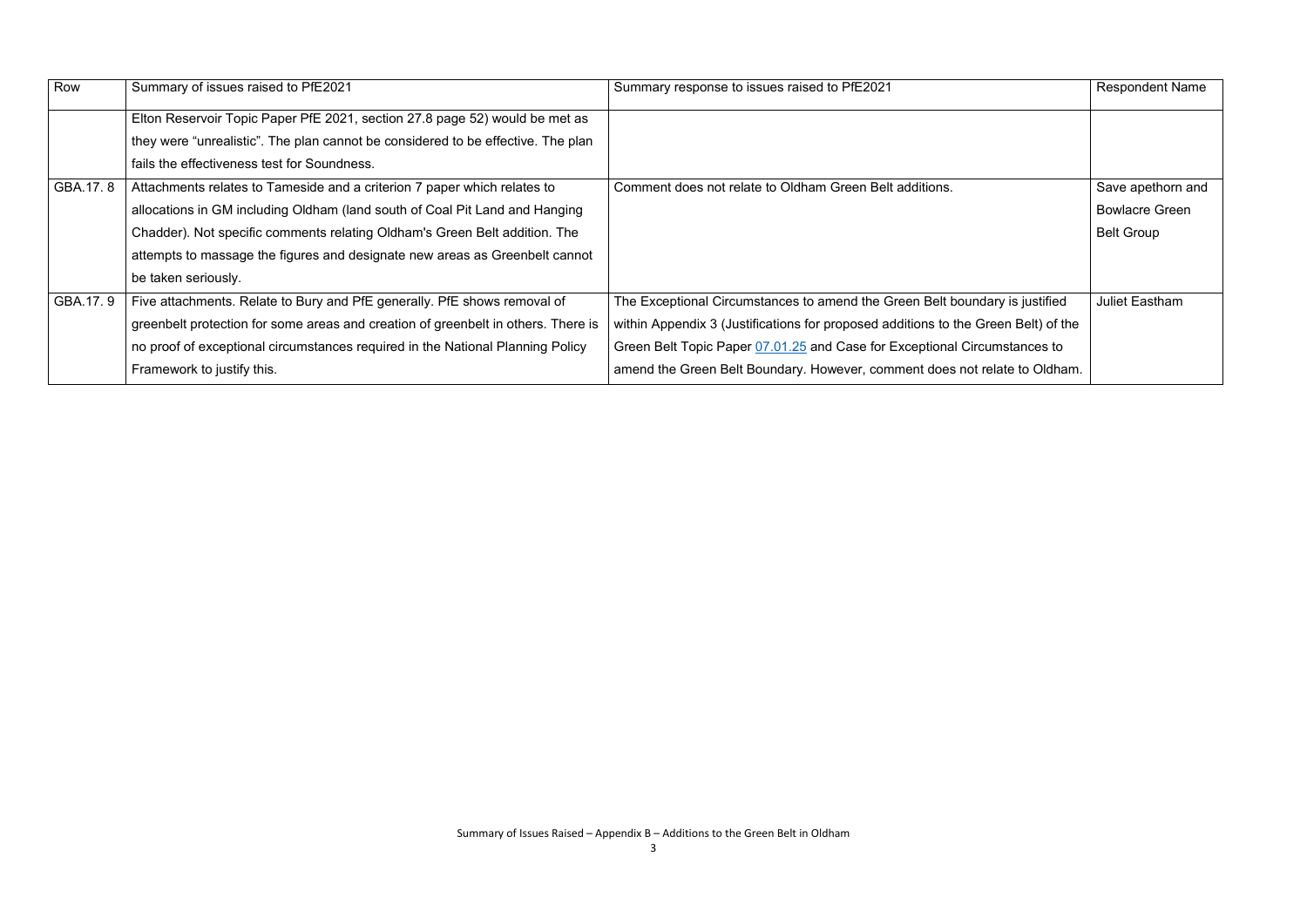| Row | Summary of issues raised to PfE2021 | Summary response to issues raised to PfE2021 | Respondent Name |
| --- | --- | --- | --- |
| | Elton Reservoir Topic Paper PfE 2021, section 27.8 page 52) would be met as they were "unrealistic". The plan cannot be considered to be effective. The plan fails the effectiveness test for Soundness. | | |
| GBA.17. 8 | Attachments relates to Tameside and a criterion 7 paper which relates to allocations in GM including Oldham (land south of Coal Pit Land and Hanging Chadder). Not specific comments relating Oldham's Green Belt addition. The attempts to massage the figures and designate new areas as Greenbelt cannot be taken seriously. | Comment does not relate to Oldham Green Belt additions. | Save apethorn and Bowlacre Green Belt Group |
| GBA.17. 9 | Five attachments. Relate to Bury and PfE generally. PfE shows removal of greenbelt protection for some areas and creation of greenbelt in others. There is no proof of exceptional circumstances required in the National Planning Policy Framework to justify this. | The Exceptional Circumstances to amend the Green Belt boundary is justified within Appendix 3 (Justifications for proposed additions to the Green Belt) of the Green Belt Topic Paper 07.01.25 and Case for Exceptional Circumstances to amend the Green Belt Boundary. However, comment does not relate to Oldham. | Juliet Eastham |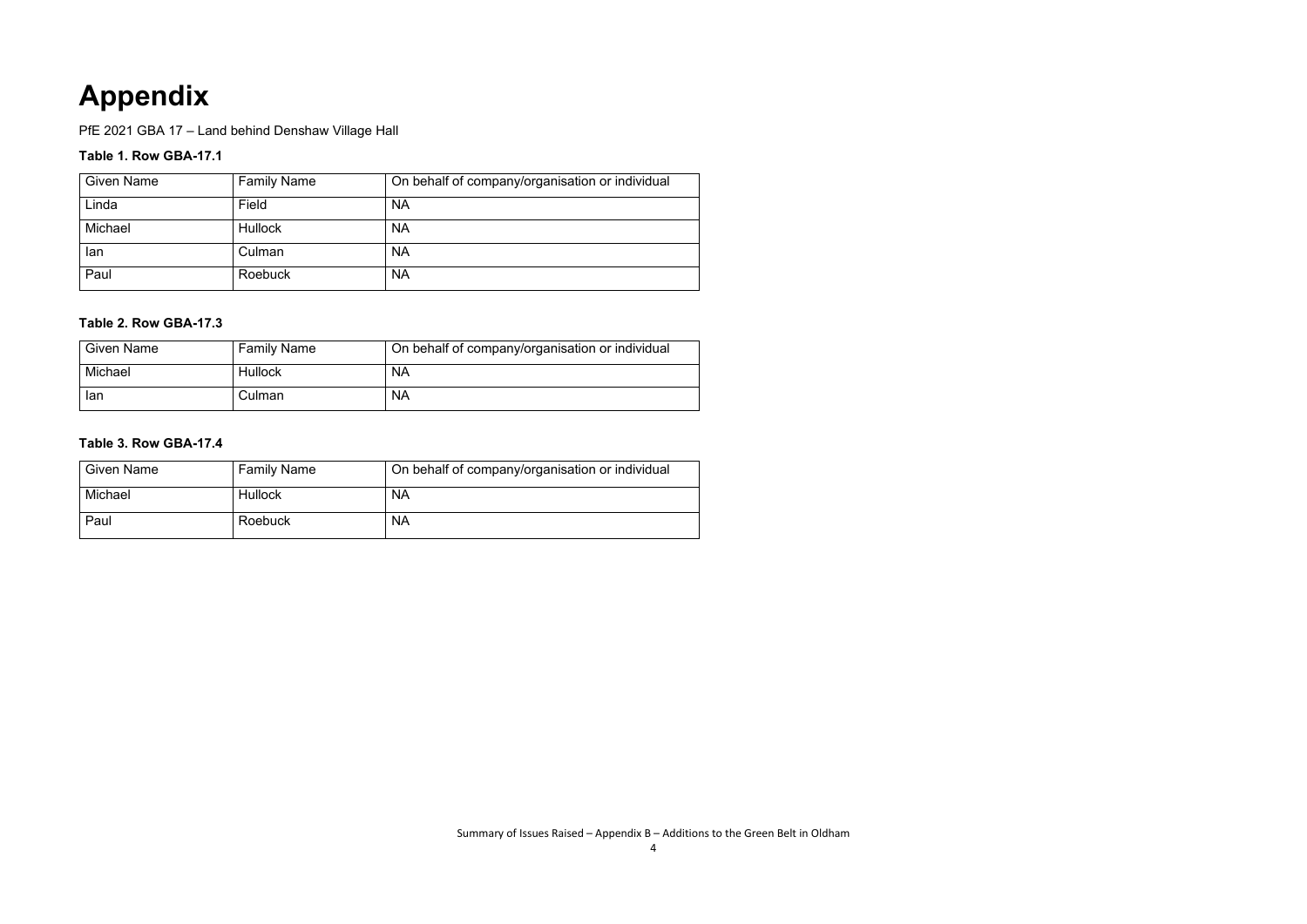# Appendix

PfE 2021 GBA 17 – Land behind Denshaw Village Hall

**Table 1. Row GBA-17.1**

| Given Name | Family Name | On behalf of company/organisation or individual |
|---|---|---|
| Linda | Field | NA |
| Michael | Hullock | NA |
| Ian | Culman | NA |
| Paul | Roebuck | NA |

**Table 2. Row GBA-17.3**

| Given Name | Family Name | On behalf of company/organisation or individual |
|---|---|---|
| Michael | Hullock | NA |
| Ian | Culman | NA |

**Table 3. Row GBA-17.4**

| Given Name | Family Name | On behalf of company/organisation or individual |
|---|---|---|
| Michael | Hullock | NA |
| Paul | Roebuck | NA |